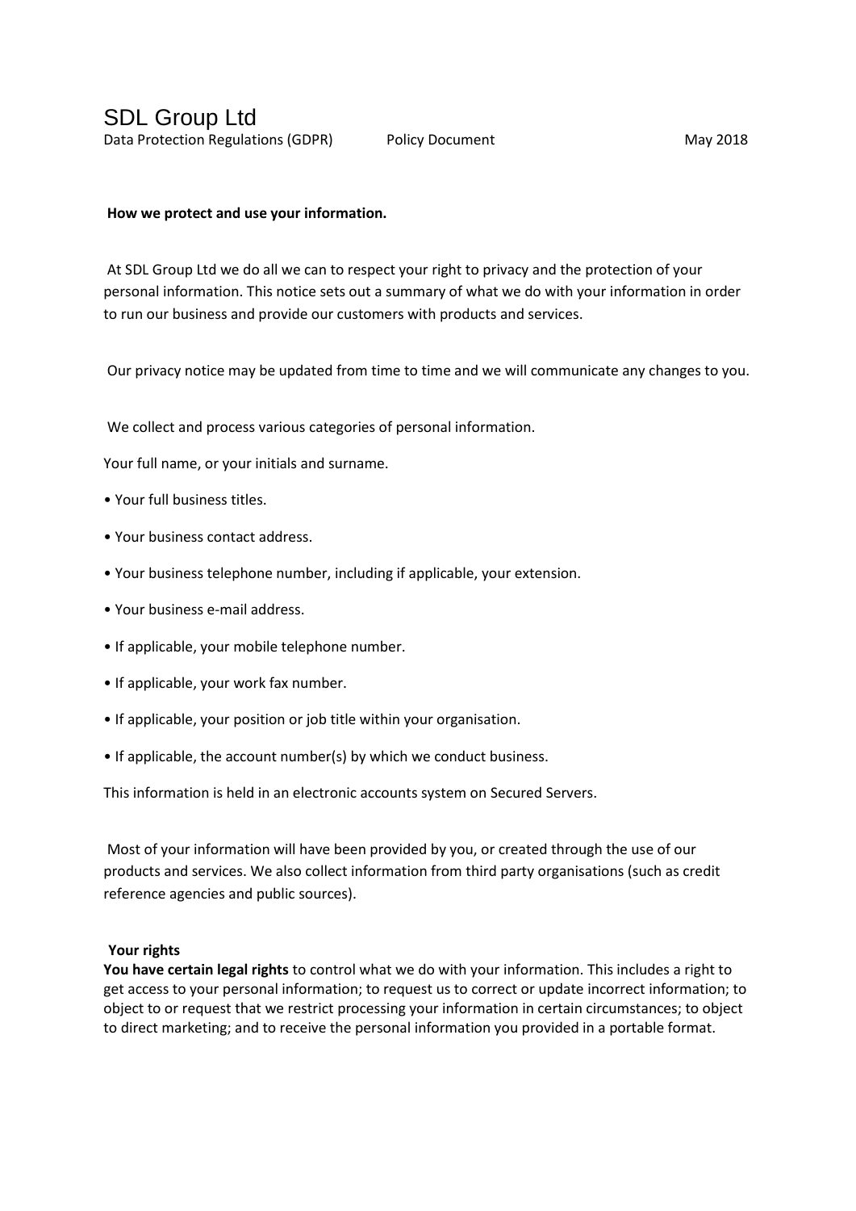# SDL Group Ltd

Data Protection Regulations (GDPR)  Policy Document  May 2018

**How we protect and use your information.**

At SDL Group Ltd we do all we can to respect your right to privacy and the protection of your personal information. This notice sets out a summary of what we do with your information in order to run our business and provide our customers with products and services.

Our privacy notice may be updated from time to time and we will communicate any changes to you.

We collect and process various categories of personal information.

Your full name, or your initials and surname.

- Your full business titles.
- Your business contact address.
- Your business telephone number, including if applicable, your extension.
- Your business e-mail address.
- If applicable, your mobile telephone number.
- If applicable, your work fax number.
- If applicable, your position or job title within your organisation.
- If applicable, the account number(s) by which we conduct business.

This information is held in an electronic accounts system on Secured Servers.

Most of your information will have been provided by you, or created through the use of our products and services. We also collect information from third party organisations (such as credit reference agencies and public sources).

**Your rights**

**You have certain legal rights** to control what we do with your information. This includes a right to get access to your personal information; to request us to correct or update incorrect information; to object to or request that we restrict processing your information in certain circumstances; to object to direct marketing; and to receive the personal information you provided in a portable format.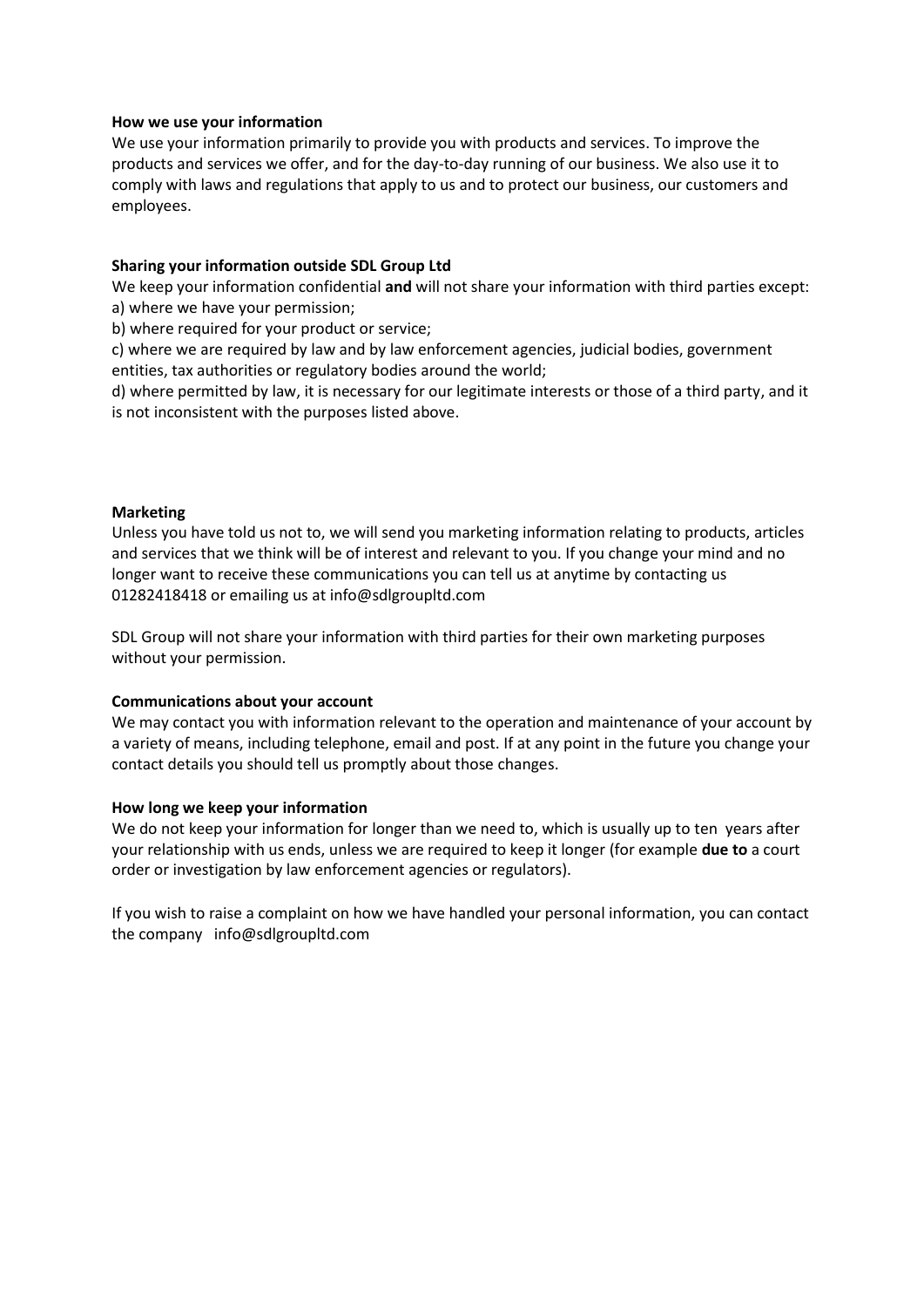**How we use your information**

We use your information primarily to provide you with products and services. To improve the products and services we offer, and for the day-to-day running of our business. We also use it to comply with laws and regulations that apply to us and to protect our business, our customers and employees.

**Sharing your information outside SDL Group Ltd**

We keep your information confidential **and** will not share your information with third parties except:
a) where we have your permission;
b) where required for your product or service;
c) where we are required by law and by law enforcement agencies, judicial bodies, government entities, tax authorities or regulatory bodies around the world;
d) where permitted by law, it is necessary for our legitimate interests or those of a third party, and it is not inconsistent with the purposes listed above.

**Marketing**

Unless you have told us not to, we will send you marketing information relating to products, articles and services that we think will be of interest and relevant to you. If you change your mind and no longer want to receive these communications you can tell us at anytime by contacting us 01282418418 or emailing us at info@sdlgroupltd.com

SDL Group will not share your information with third parties for their own marketing purposes without your permission.

**Communications about your account**

We may contact you with information relevant to the operation and maintenance of your account by a variety of means, including telephone, email and post. If at any point in the future you change your contact details you should tell us promptly about those changes.

**How long we keep your information**

We do not keep your information for longer than we need to, which is usually up to ten years after your relationship with us ends, unless we are required to keep it longer (for example **due to** a court order or investigation by law enforcement agencies or regulators).

If you wish to raise a complaint on how we have handled your personal information, you can contact the company info@sdlgroupltd.com